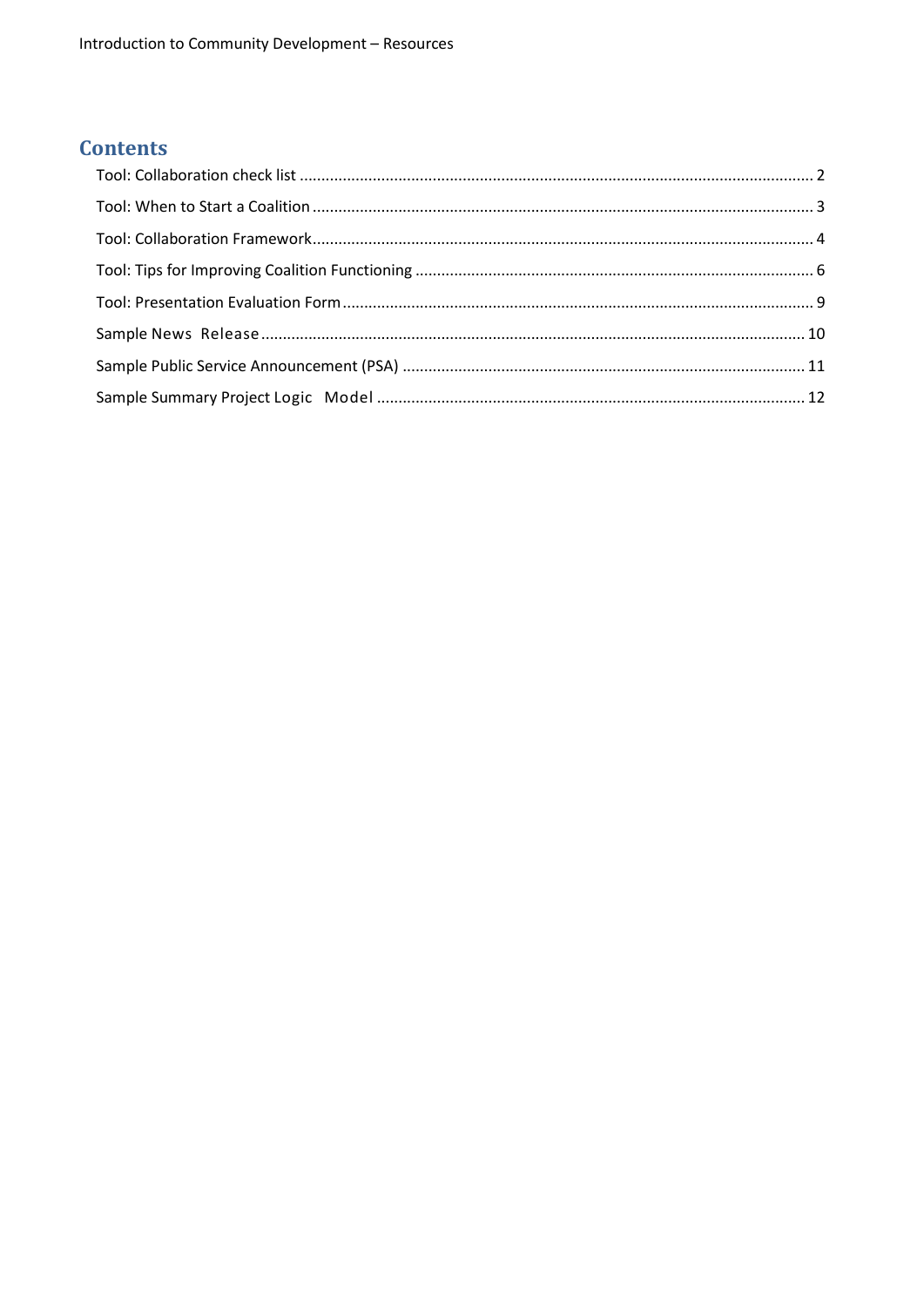## Contents

- Tool: Collaboration check list ........ 2
- Tool: When to Start a Coalition ........ 3
- Tool: Collaboration Framework ........ 4
- Tool: Tips for Improving Coalition Functioning ........ 6
- Tool: Presentation Evaluation Form ........ 9
- Sample News Release ........ 10
- Sample Public Service Announcement (PSA) ........ 11
- Sample Summary Project Logic Model ........ 12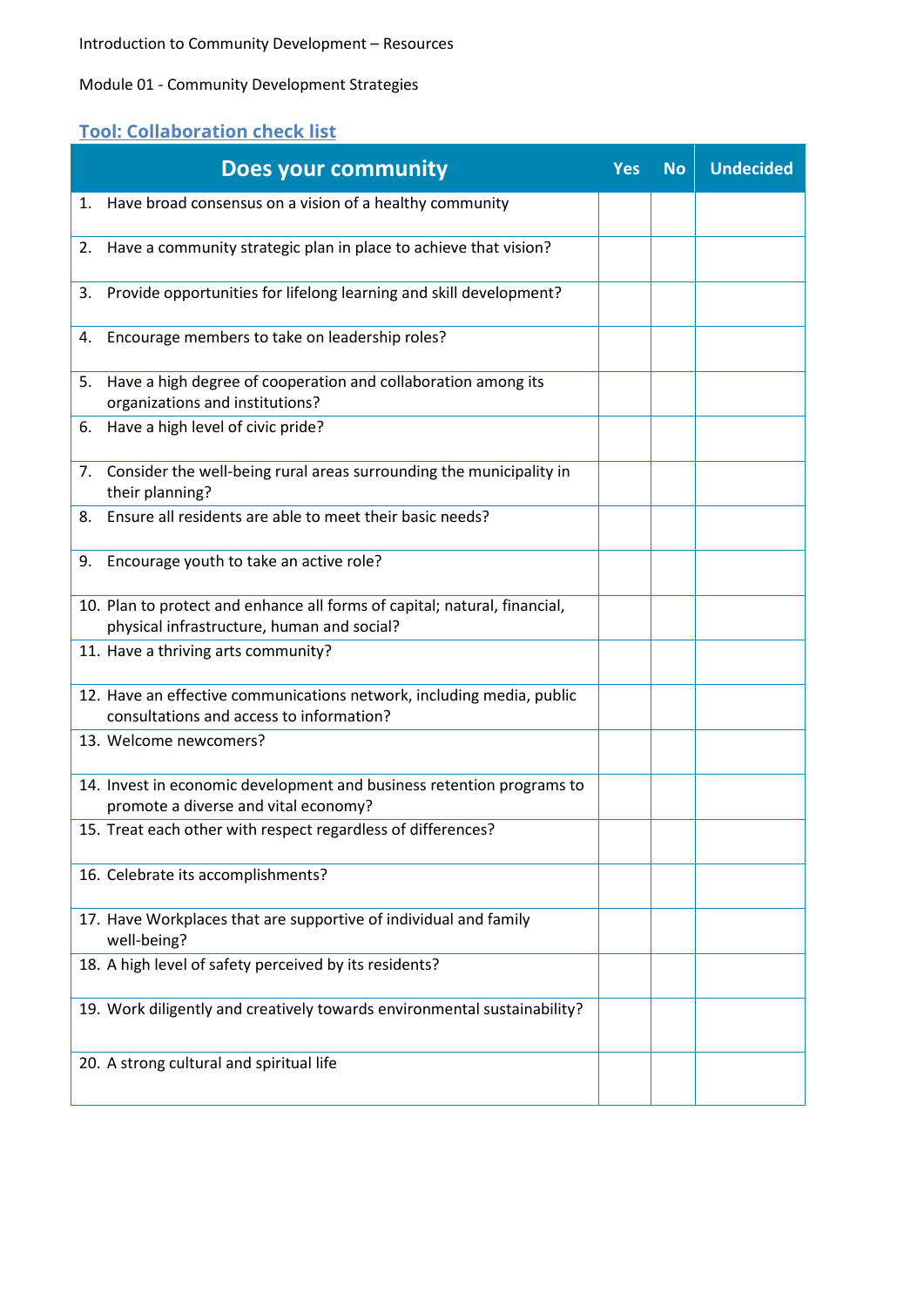Introduction to Community Development – Resources

Module 01 - Community Development Strategies

## Tool: Collaboration check list

| Does your community | Yes | No | Undecided |
|---|---|---|---|
| 1. Have broad consensus on a vision of a healthy community | | | |
| 2. Have a community strategic plan in place to achieve that vision? | | | |
| 3. Provide opportunities for lifelong learning and skill development? | | | |
| 4. Encourage members to take on leadership roles? | | | |
| 5. Have a high degree of cooperation and collaboration among its organizations and institutions? | | | |
| 6. Have a high level of civic pride? | | | |
| 7. Consider the well-being rural areas surrounding the municipality in their planning? | | | |
| 8. Ensure all residents are able to meet their basic needs? | | | |
| 9. Encourage youth to take an active role? | | | |
| 10. Plan to protect and enhance all forms of capital; natural, financial, physical infrastructure, human and social? | | | |
| 11. Have a thriving arts community? | | | |
| 12. Have an effective communications network, including media, public consultations and access to information? | | | |
| 13. Welcome newcomers? | | | |
| 14. Invest in economic development and business retention programs to promote a diverse and vital economy? | | | |
| 15. Treat each other with respect regardless of differences? | | | |
| 16. Celebrate its accomplishments? | | | |
| 17. Have Workplaces that are supportive of individual and family well-being? | | | |
| 18. A high level of safety perceived by its residents? | | | |
| 19. Work diligently and creatively towards environmental sustainability? | | | |
| 20. A strong cultural and spiritual life | | | |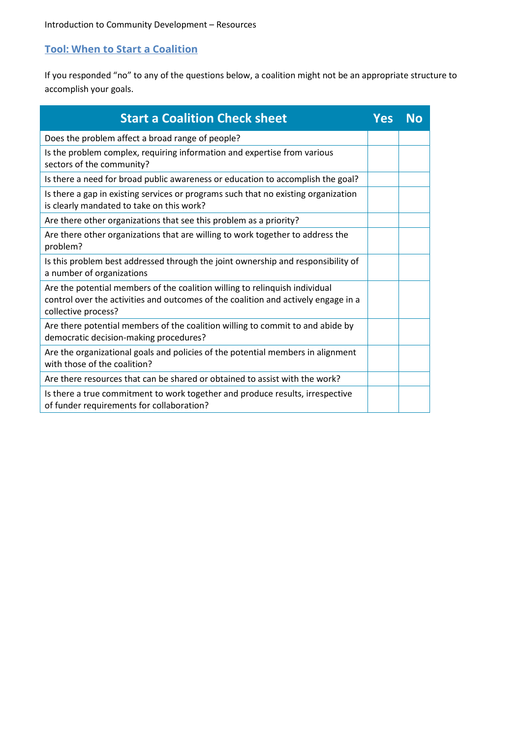## Tool: When to Start a Coalition

If you responded "no" to any of the questions below, a coalition might not be an appropriate structure to accomplish your goals.

| Start a Coalition Check sheet | Yes | No |
|---|---|---|
| Does the problem affect a broad range of people? | | |
| Is the problem complex, requiring information and expertise from various sectors of the community? | | |
| Is there a need for broad public awareness or education to accomplish the goal? | | |
| Is there a gap in existing services or programs such that no existing organization is clearly mandated to take on this work? | | |
| Are there other organizations that see this problem as a priority? | | |
| Are there other organizations that are willing to work together to address the problem? | | |
| Is this problem best addressed through the joint ownership and responsibility of a number of organizations | | |
| Are the potential members of the coalition willing to relinquish individual control over the activities and outcomes of the coalition and actively engage in a collective process? | | |
| Are there potential members of the coalition willing to commit to and abide by democratic decision-making procedures? | | |
| Are the organizational goals and policies of the potential members in alignment with those of the coalition? | | |
| Are there resources that can be shared or obtained to assist with the work? | | |
| Is there a true commitment to work together and produce results, irrespective of funder requirements for collaboration? | | |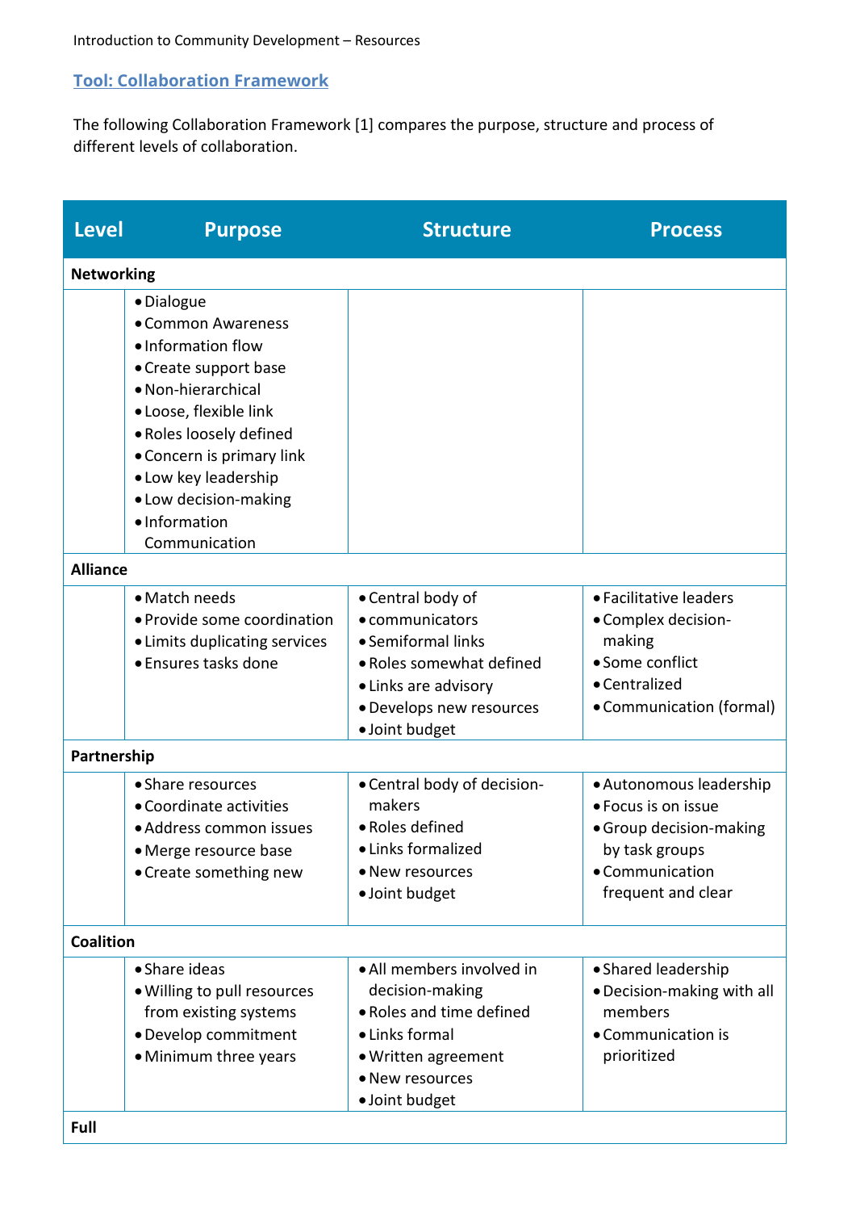## Tool: Collaboration Framework

The following Collaboration Framework [1] compares the purpose, structure and process of different levels of collaboration.

| Level | Purpose | Structure | Process |
|---|---|---|---|
| **Networking** | | | |
| | • Dialogue<br>• Common Awareness<br>• Information flow<br>• Create support base<br>• Non-hierarchical<br>• Loose, flexible link<br>• Roles loosely defined<br>• Concern is primary link<br>• Low key leadership<br>• Low decision-making<br>• Information Communication | | |
| **Alliance** | | | |
| | • Match needs<br>• Provide some coordination<br>• Limits duplicating services<br>• Ensures tasks done | • Central body of<br>• communicators<br>• Semiformal links<br>• Roles somewhat defined<br>• Links are advisory<br>• Develops new resources<br>• Joint budget | • Facilitative leaders<br>• Complex decision-making<br>• Some conflict<br>• Centralized<br>• Communication (formal) |
| **Partnership** | | | |
| | • Share resources<br>• Coordinate activities<br>• Address common issues<br>• Merge resource base<br>• Create something new | • Central body of decision-makers<br>• Roles defined<br>• Links formalized<br>• New resources<br>• Joint budget | • Autonomous leadership<br>• Focus is on issue<br>• Group decision-making by task groups<br>• Communication frequent and clear |
| **Coalition** | | | |
| | • Share ideas<br>• Willing to pull resources from existing systems<br>• Develop commitment<br>• Minimum three years | • All members involved in decision-making<br>• Roles and time defined<br>• Links formal<br>• Written agreement<br>• New resources<br>• Joint budget | • Shared leadership<br>• Decision-making with all members<br>• Communication is prioritized |
| **Full** | | | |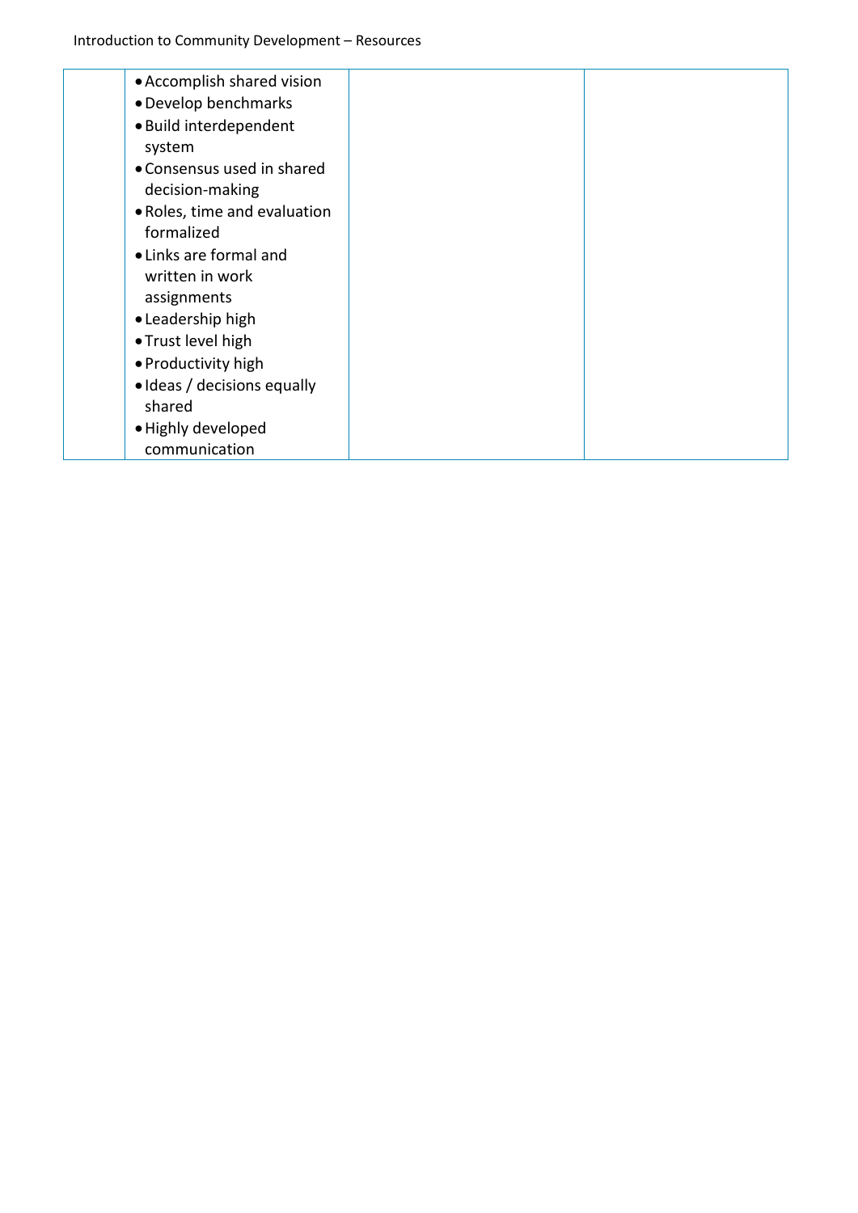| | | | |
|---|---|---|---|
| | • Accomplish shared vision<br>• Develop benchmarks<br>• Build interdependent system<br>• Consensus used in shared decision-making<br>• Roles, time and evaluation formalized<br>• Links are formal and written in work assignments<br>• Leadership high<br>• Trust level high<br>• Productivity high<br>• Ideas / decisions equally shared<br>• Highly developed communication | | |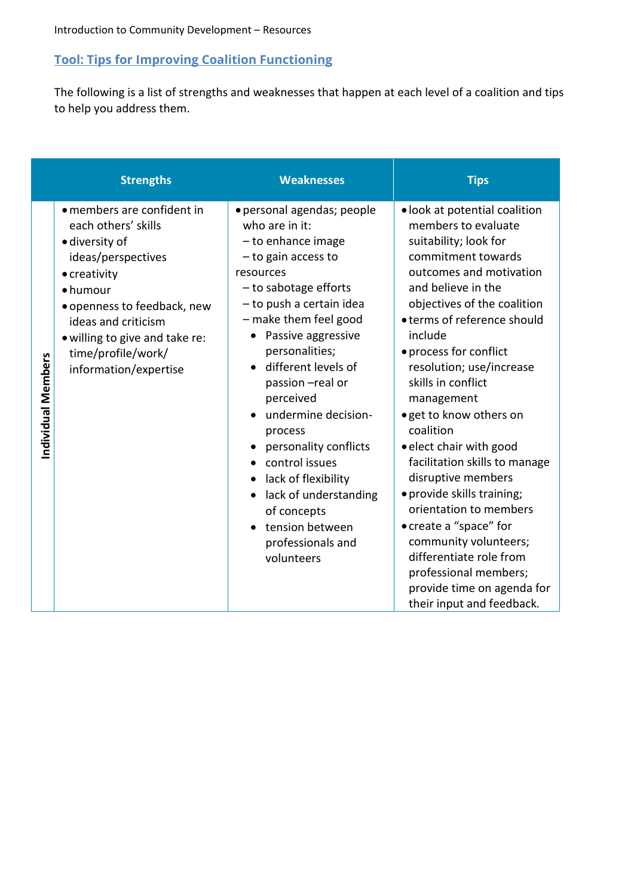## Tool: Tips for Improving Coalition Functioning

The following is a list of strengths and weaknesses that happen at each level of a coalition and tips to help you address them.

| | Strengths | Weaknesses | Tips |
|---|---|---|---|
| **Individual Members** | • members are confident in each others' skills<br>• diversity of ideas/perspectives<br>• creativity<br>• humour<br>• openness to feedback, new ideas and criticism<br>• willing to give and take re: time/profile/work/ information/expertise | • personal agendas; people who are in it:<br>– to enhance image<br>– to gain access to resources<br>– to sabotage efforts<br>– to push a certain idea<br>– make them feel good<br>• Passive aggressive personalities;<br>• different levels of passion –real or perceived<br>• undermine decision-process<br>• personality conflicts<br>• control issues<br>• lack of flexibility<br>• lack of understanding of concepts<br>• tension between professionals and volunteers | • look at potential coalition members to evaluate suitability; look for commitment towards outcomes and motivation and believe in the objectives of the coalition<br>• terms of reference should include<br>• process for conflict resolution; use/increase skills in conflict management<br>• get to know others on coalition<br>• elect chair with good facilitation skills to manage disruptive members<br>• provide skills training; orientation to members<br>• create a "space" for community volunteers; differentiate role from professional members; provide time on agenda for their input and feedback. |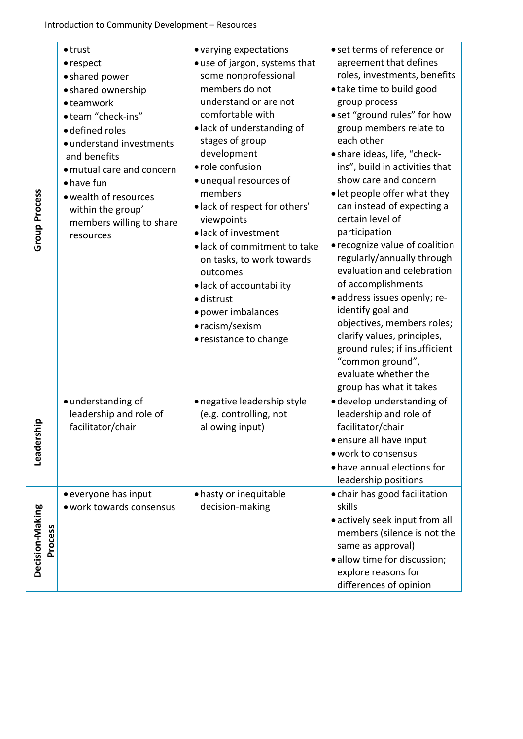| | | | |
|---|---|---|---|
| **Group Process** | • trust<br>• respect<br>• shared power<br>• shared ownership<br>• teamwork<br>• team "check-ins"<br>• defined roles<br>• understand investments and benefits<br>• mutual care and concern<br>• have fun<br>• wealth of resources within the group' members willing to share resources | • varying expectations<br>• use of jargon, systems that some nonprofessional members do not understand or are not comfortable with<br>• lack of understanding of stages of group development<br>• role confusion<br>• unequal resources of members<br>• lack of respect for others' viewpoints<br>• lack of investment<br>• lack of commitment to take on tasks, to work towards outcomes<br>• lack of accountability<br>• distrust<br>• power imbalances<br>• racism/sexism<br>• resistance to change | • set terms of reference or agreement that defines roles, investments, benefits<br>• take time to build good group process<br>• set "ground rules" for how group members relate to each other<br>• share ideas, life, "check-ins", build in activities that show care and concern<br>• let people offer what they can instead of expecting a certain level of participation<br>• recognize value of coalition regularly/annually through evaluation and celebration of accomplishments<br>• address issues openly; re-identify goal and objectives, members roles; clarify values, principles, ground rules; if insufficient "common ground", evaluate whether the group has what it takes |
| **Leadership** | • understanding of leadership and role of facilitator/chair | • negative leadership style (e.g. controlling, not allowing input) | • develop understanding of leadership and role of facilitator/chair<br>• ensure all have input<br>• work to consensus<br>• have annual elections for leadership positions |
| **Decision-Making Process** | • everyone has input<br>• work towards consensus | • hasty or inequitable decision-making | • chair has good facilitation skills<br>• actively seek input from all members (silence is not the same as approval)<br>• allow time for discussion; explore reasons for differences of opinion |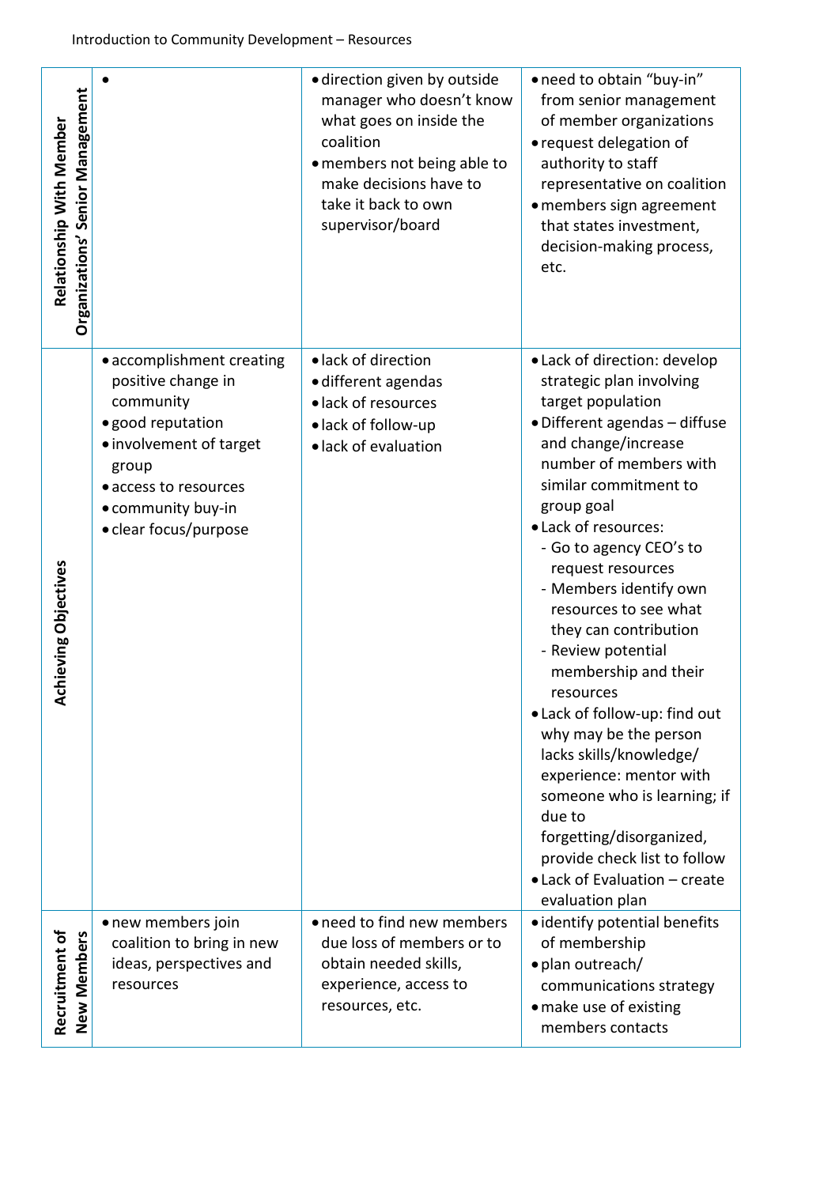| | | | |
|---|---|---|---|
| **Relationship With Member Organizations' Senior Management** | • | • direction given by outside manager who doesn't know what goes on inside the coalition<br>• members not being able to make decisions have to take it back to own supervisor/board | • need to obtain "buy-in" from senior management of member organizations<br>• request delegation of authority to staff representative on coalition<br>• members sign agreement that states investment, decision-making process, etc. |
| **Achieving Objectives** | • accomplishment creating positive change in community<br>• good reputation<br>• involvement of target group<br>• access to resources<br>• community buy-in<br>• clear focus/purpose | • lack of direction<br>• different agendas<br>• lack of resources<br>• lack of follow-up<br>• lack of evaluation | • Lack of direction: develop strategic plan involving target population<br>• Different agendas – diffuse and change/increase number of members with similar commitment to group goal<br>• Lack of resources:<br>- Go to agency CEO's to request resources<br>- Members identify own resources to see what they can contribution<br>- Review potential membership and their resources<br>• Lack of follow-up: find out why may be the person lacks skills/knowledge/ experience: mentor with someone who is learning; if due to forgetting/disorganized, provide check list to follow<br>• Lack of Evaluation – create evaluation plan |
| **Recruitment of New Members** | • new members join coalition to bring in new ideas, perspectives and resources | • need to find new members due loss of members or to obtain needed skills, experience, access to resources, etc. | • identify potential benefits of membership<br>• plan outreach/ communications strategy<br>• make use of existing members contacts |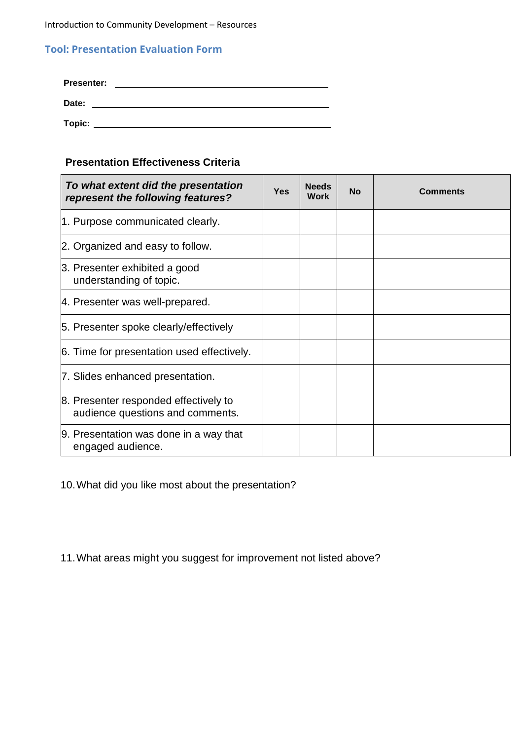## Tool: Presentation Evaluation Form

**Presenter:** ____________________________________

**Date:** ____________________________________

**Topic:** ____________________________________

### Presentation Effectiveness Criteria

| ***To what extent did the presentation represent the following features?*** | **Yes** | **Needs Work** | **No** | **Comments** |
|---|---|---|---|---|
| 1. Purpose communicated clearly. | | | | |
| 2. Organized and easy to follow. | | | | |
| 3. Presenter exhibited a good understanding of topic. | | | | |
| 4. Presenter was well-prepared. | | | | |
| 5. Presenter spoke clearly/effectively | | | | |
| 6. Time for presentation used effectively. | | | | |
| 7. Slides enhanced presentation. | | | | |
| 8. Presenter responded effectively to audience questions and comments. | | | | |
| 9. Presentation was done in a way that engaged audience. | | | | |

10. What did you like most about the presentation?

11. What areas might you suggest for improvement not listed above?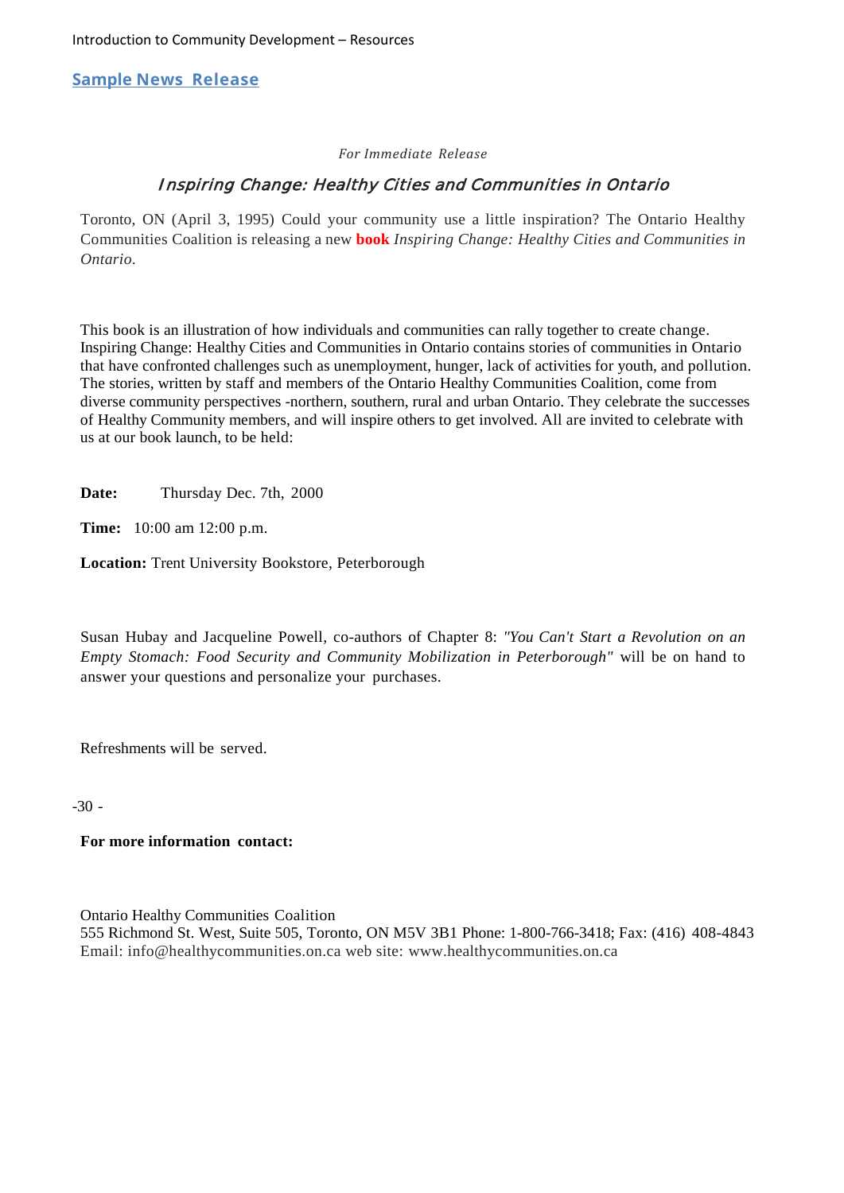## Sample News Release

*For Immediate Release*

### *Inspiring Change: Healthy Cities and Communities in Ontario*

Toronto, ON (April 3, 1995) Could your community use a little inspiration? The Ontario Healthy Communities Coalition is releasing a new **book** *Inspiring Change: Healthy Cities and Communities in Ontario.*

This book is an illustration of how individuals and communities can rally together to create change. Inspiring Change: Healthy Cities and Communities in Ontario contains stories of communities in Ontario that have confronted challenges such as unemployment, hunger, lack of activities for youth, and pollution. The stories, written by staff and members of the Ontario Healthy Communities Coalition, come from diverse community perspectives -northern, southern, rural and urban Ontario. They celebrate the successes of Healthy Community members, and will inspire others to get involved. All are invited to celebrate with us at our book launch, to be held:

**Date:** Thursday Dec. 7th, 2000

**Time:** 10:00 am 12:00 p.m.

**Location:** Trent University Bookstore, Peterborough

Susan Hubay and Jacqueline Powell, co-authors of Chapter 8: *"You Can't Start a Revolution on an Empty Stomach: Food Security and Community Mobilization in Peterborough"* will be on hand to answer your questions and personalize your purchases.

Refreshments will be served.

-30 -

**For more information contact:**

Ontario Healthy Communities Coalition
555 Richmond St. West, Suite 505, Toronto, ON M5V 3B1 Phone: 1-800-766-3418; Fax: (416) 408-4843
Email: info@healthycommunities.on.ca web site: www.healthycommunities.on.ca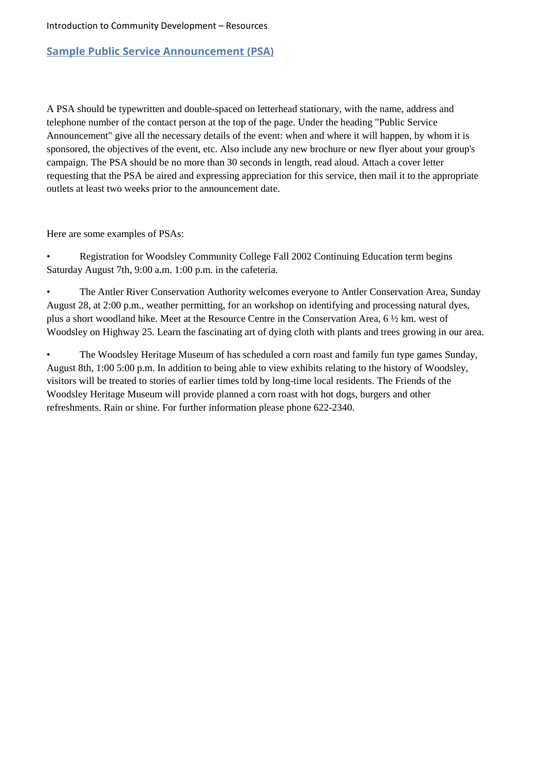## Sample Public Service Announcement (PSA)

A PSA should be typewritten and double-spaced on letterhead stationary, with the name, address and telephone number of the contact person at the top of the page. Under the heading "Public Service Announcement" give all the necessary details of the event: when and where it will happen, by whom it is sponsored, the objectives of the event, etc. Also include any new brochure or new flyer about your group's campaign. The PSA should be no more than 30 seconds in length, read aloud. Attach a cover letter requesting that the PSA be aired and expressing appreciation for this service, then mail it to the appropriate outlets at least two weeks prior to the announcement date.

Here are some examples of PSAs:

- Registration for Woodsley Community College Fall 2002 Continuing Education term begins Saturday August 7th, 9:00 a.m. 1:00 p.m. in the cafeteria.
- The Antler River Conservation Authority welcomes everyone to Antler Conservation Area, Sunday August 28, at 2:00 p.m., weather permitting, for an workshop on identifying and processing natural dyes, plus a short woodland hike. Meet at the Resource Centre in the Conservation Area, 6 ½ km. west of Woodsley on Highway 25. Learn the fascinating art of dying cloth with plants and trees growing in our area.
- The Woodsley Heritage Museum of has scheduled a corn roast and family fun type games Sunday, August 8th, 1:00 5:00 p.m. In addition to being able to view exhibits relating to the history of Woodsley, visitors will be treated to stories of earlier times told by long-time local residents. The Friends of the Woodsley Heritage Museum will provide planned a corn roast with hot dogs, burgers and other refreshments. Rain or shine. For further information please phone 622-2340.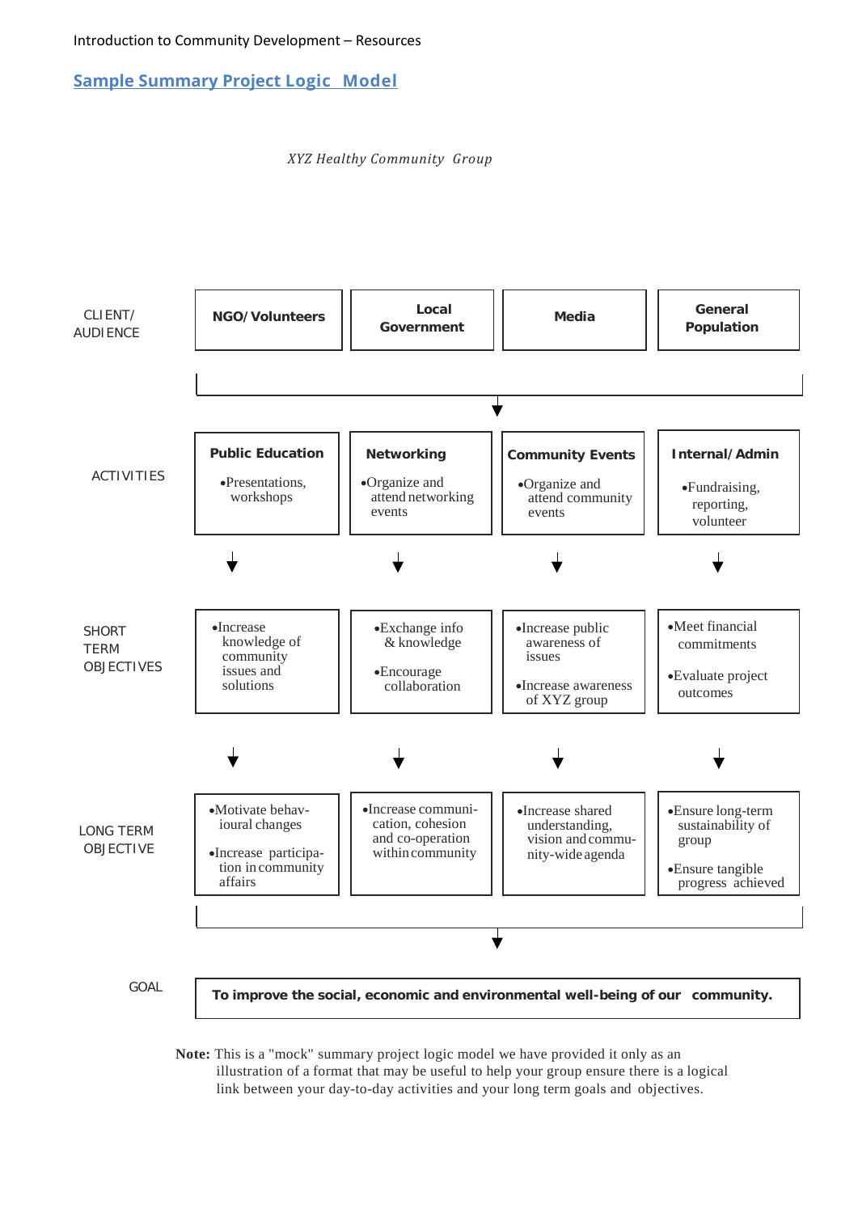## Sample Summary Project Logic Model

*XYZ Healthy Community Group*

| | | | | |
|---|---|---|---|---|
| CLIENT/ AUDIENCE | **NGO/Volunteers** | **Local Government** | **Media** | **General Population** |
| ACTIVITIES | **Public Education**<br>•Presentations, workshops | **Networking**<br>•Organize and attend networking events | **Community Events**<br>•Organize and attend community events | **Internal/Admin**<br>•Fundraising, reporting, volunteer |
| SHORT TERM OBJECTIVES | •Increase knowledge of community issues and solutions | •Exchange info & knowledge<br>•Encourage collaboration | •Increase public awareness of issues<br>•Increase awareness of XYZ group | •Meet financial commitments<br>•Evaluate project outcomes |
| LONG TERM OBJECTIVE | •Motivate behavioural changes<br>•Increase participation in community affairs | •Increase communication, cohesion and co-operation within community | •Increase shared understanding, vision and community-wide agenda | •Ensure long-term sustainability of group<br>•Ensure tangible progress achieved |
| GOAL | **To improve the social, economic and environmental well-being of our community.** | | | |

**Note:** This is a "mock" summary project logic model we have provided it only as an illustration of a format that may be useful to help your group ensure there is a logical link between your day-to-day activities and your long term goals and objectives.